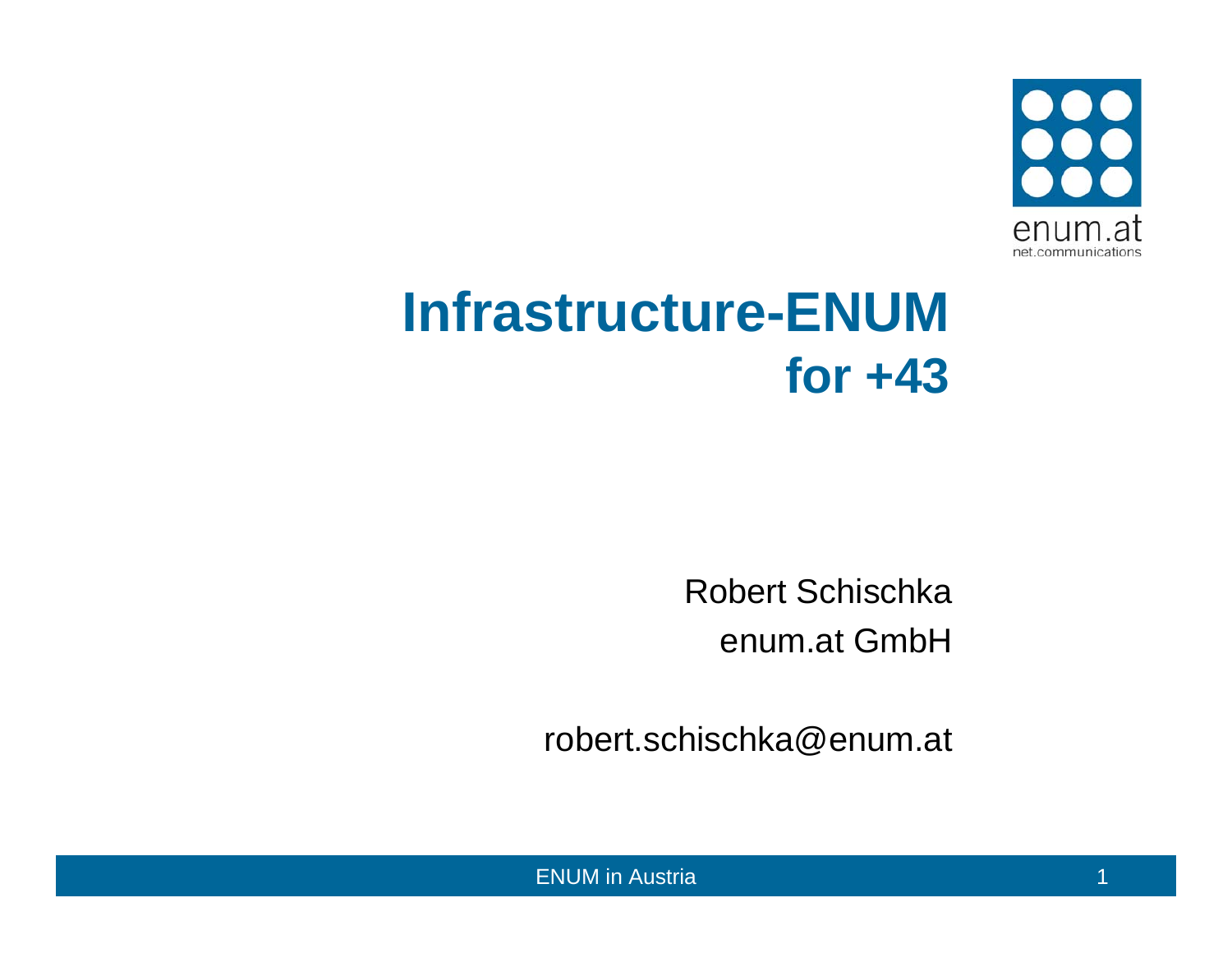enum.at
net.communications

# Infrastructure-ENUM
## for +43

Robert Schischka
enum.at GmbH

robert.schischka@enum.at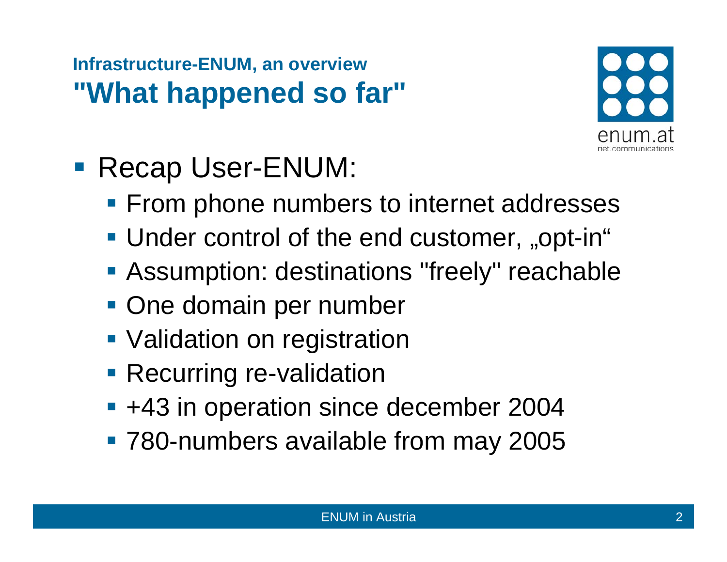## Infrastructure-ENUM, an overview

# "What happened so far"

- Recap User-ENUM:
  - From phone numbers to internet addresses
  - Under control of the end customer, „opt-in“
  - Assumption: destinations "freely" reachable
  - One domain per number
  - Validation on registration
  - Recurring re-validation
  - +43 in operation since december 2004
  - 780-numbers available from may 2005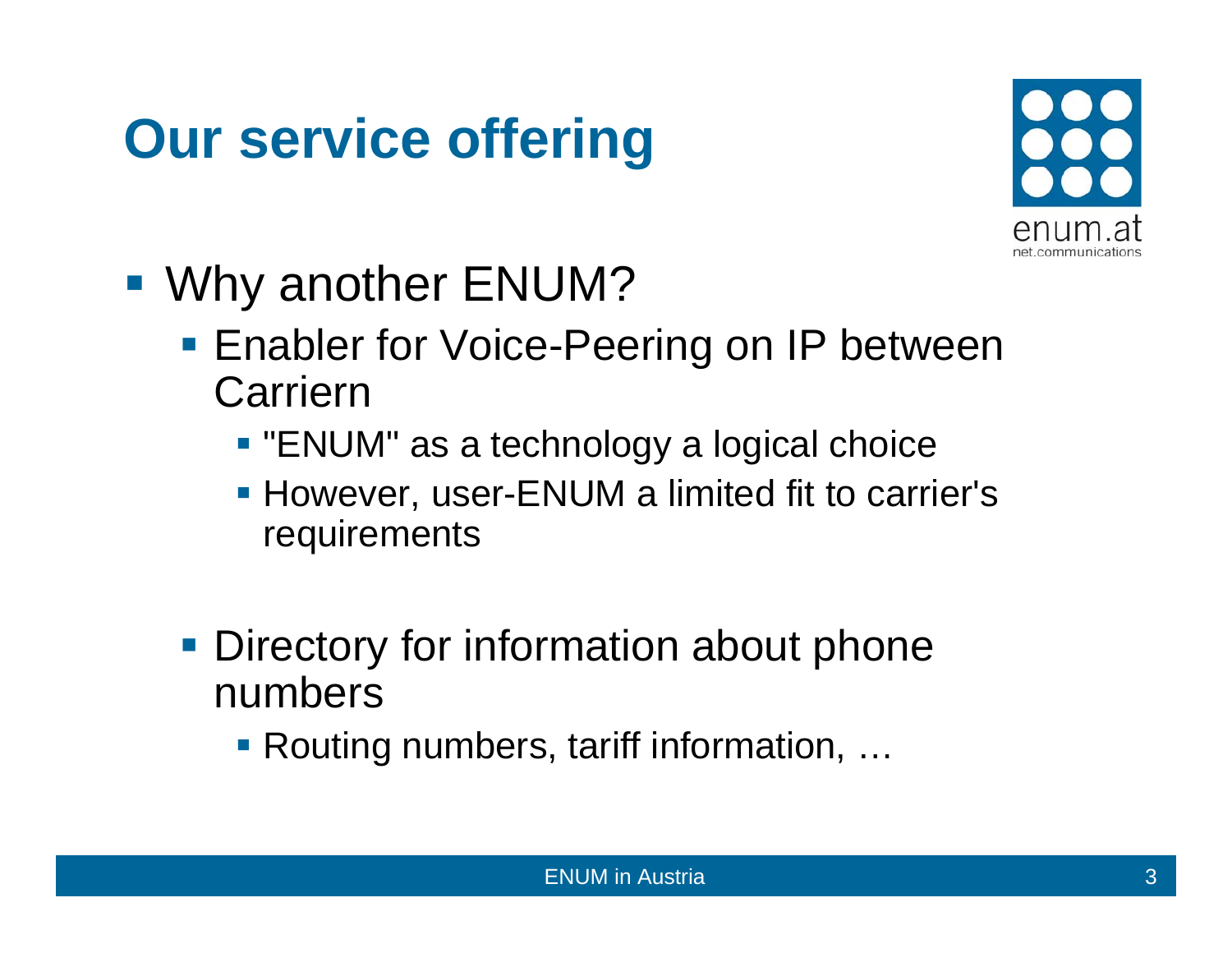# Our service offering

- Why another ENUM?
  - Enabler for Voice-Peering on IP between Carriern
    - "ENUM" as a technology a logical choice
    - However, user-ENUM a limited fit to carrier's requirements
  - Directory for information about phone numbers
    - Routing numbers, tariff information, …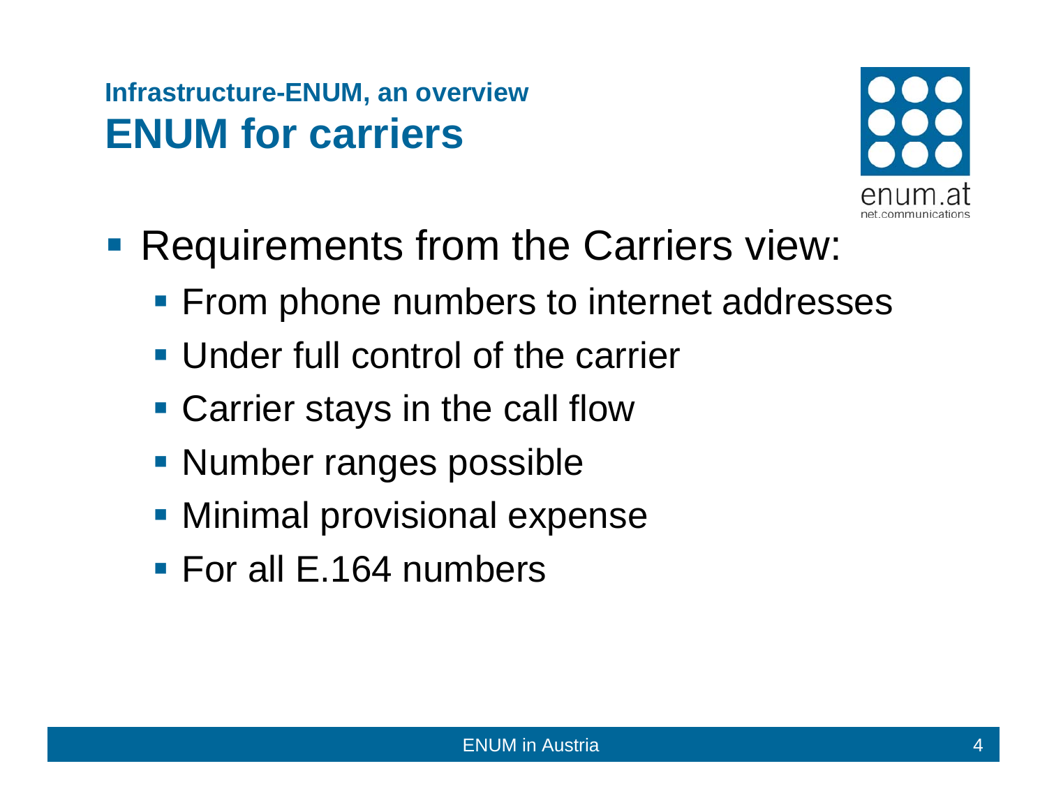### Infrastructure-ENUM, an overview

## ENUM for carriers

- Requirements from the Carriers view:
  - From phone numbers to internet addresses
  - Under full control of the carrier
  - Carrier stays in the call flow
  - Number ranges possible
  - Minimal provisional expense
  - For all E.164 numbers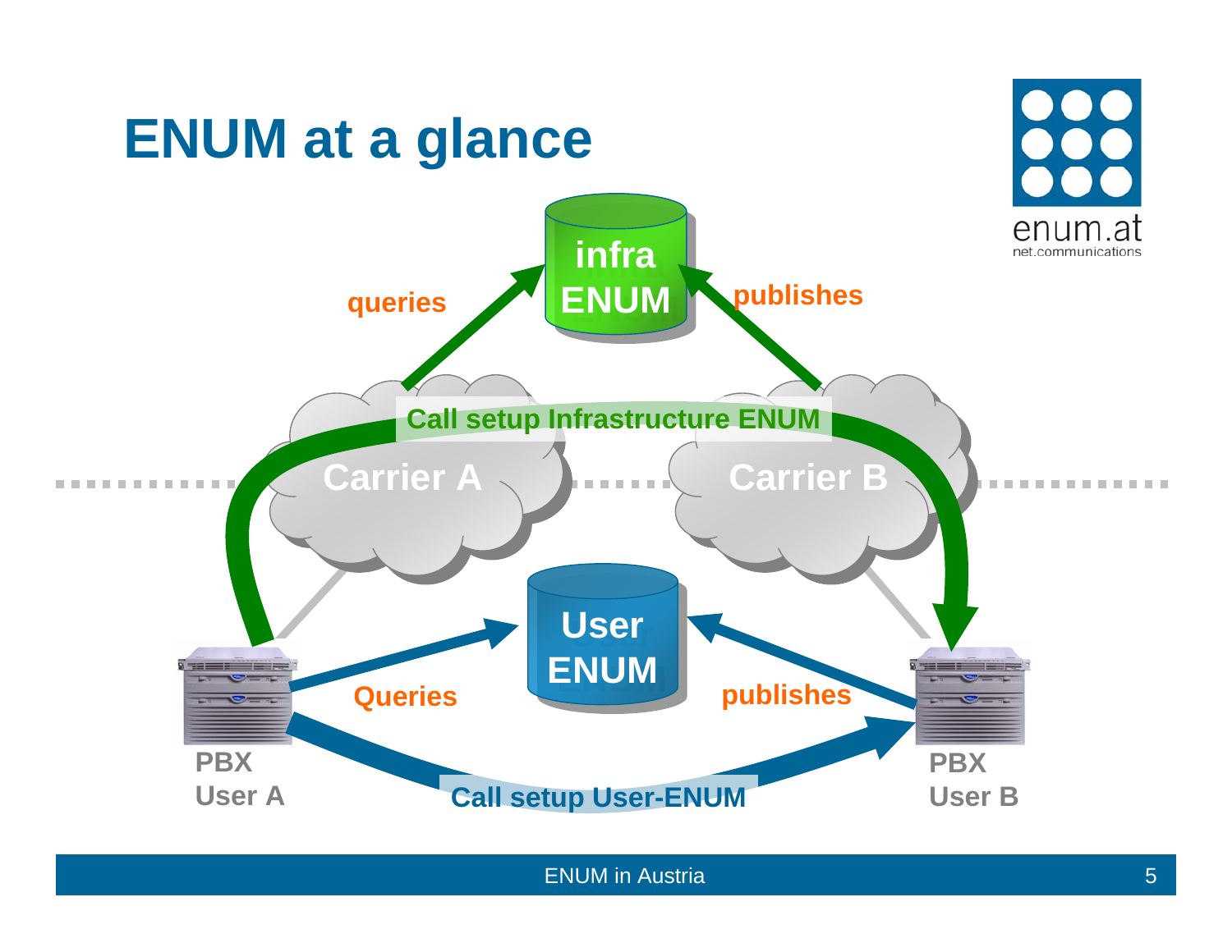# ENUM at a glance

infra ENUM

queries

publishes

Call setup Infrastructure ENUM

Carrier A

Carrier B

User ENUM

Queries

publishes

PBX
User A

PBX
User B

Call setup User-ENUM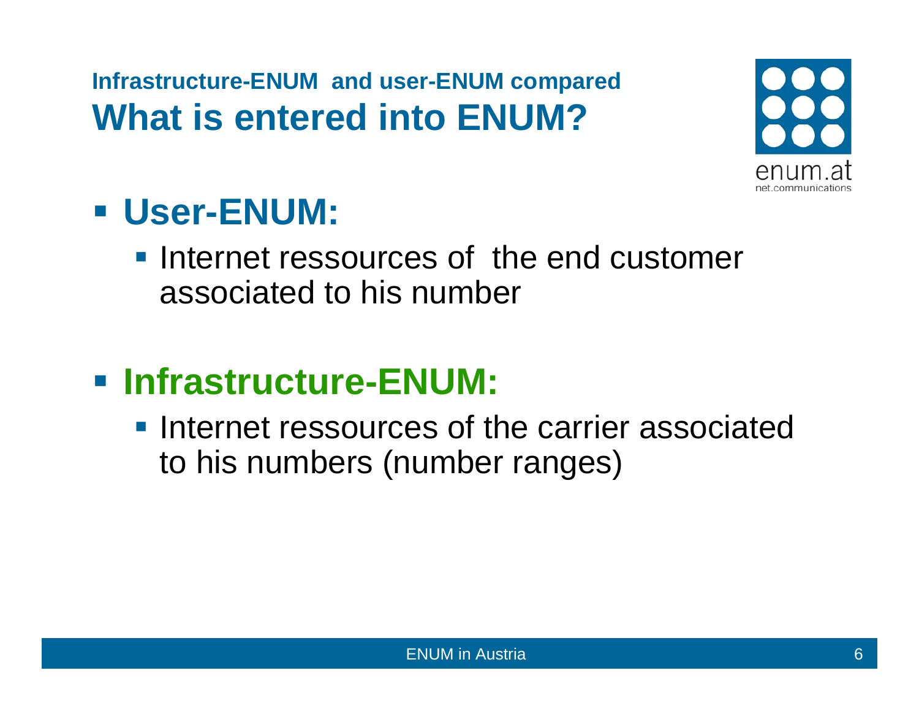## Infrastructure-ENUM and user-ENUM compared

# What is entered into ENUM?

- **User-ENUM:**
  - Internet ressources of the end customer associated to his number
- **Infrastructure-ENUM:**
  - Internet ressources of the carrier associated to his numbers (number ranges)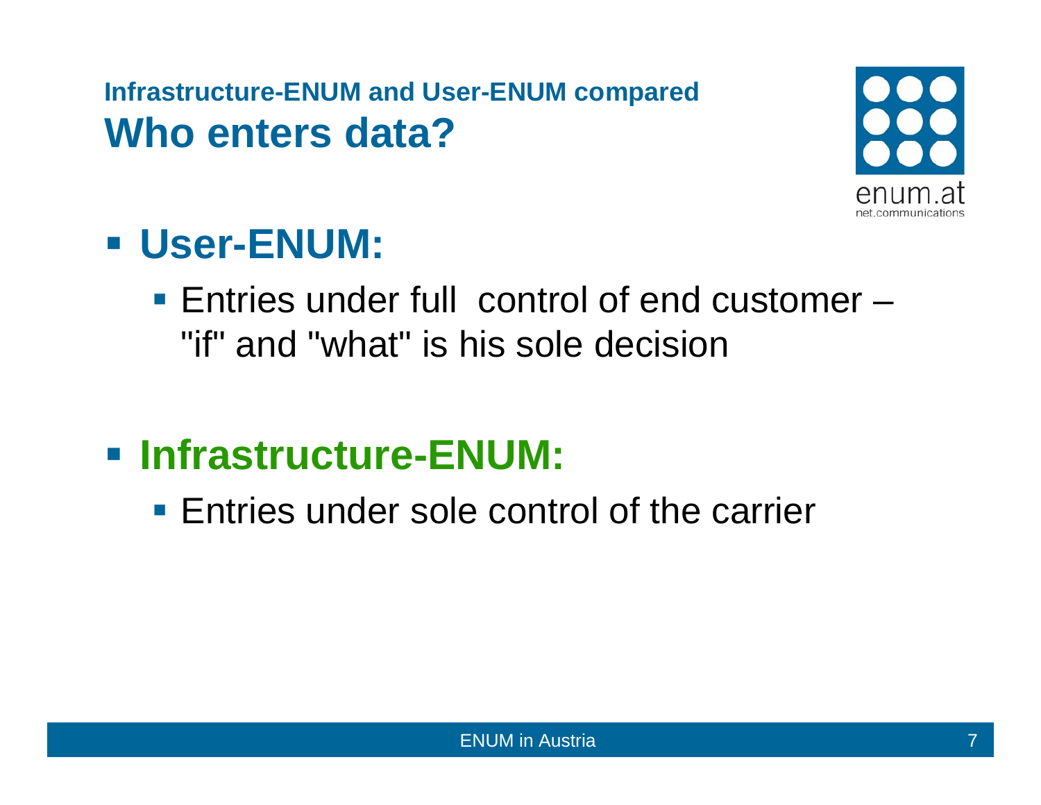## Infrastructure-ENUM and User-ENUM compared

# Who enters data?

- **User-ENUM:**
  - Entries under full control of end customer – "if" and "what" is his sole decision

- **Infrastructure-ENUM:**
  - Entries under sole control of the carrier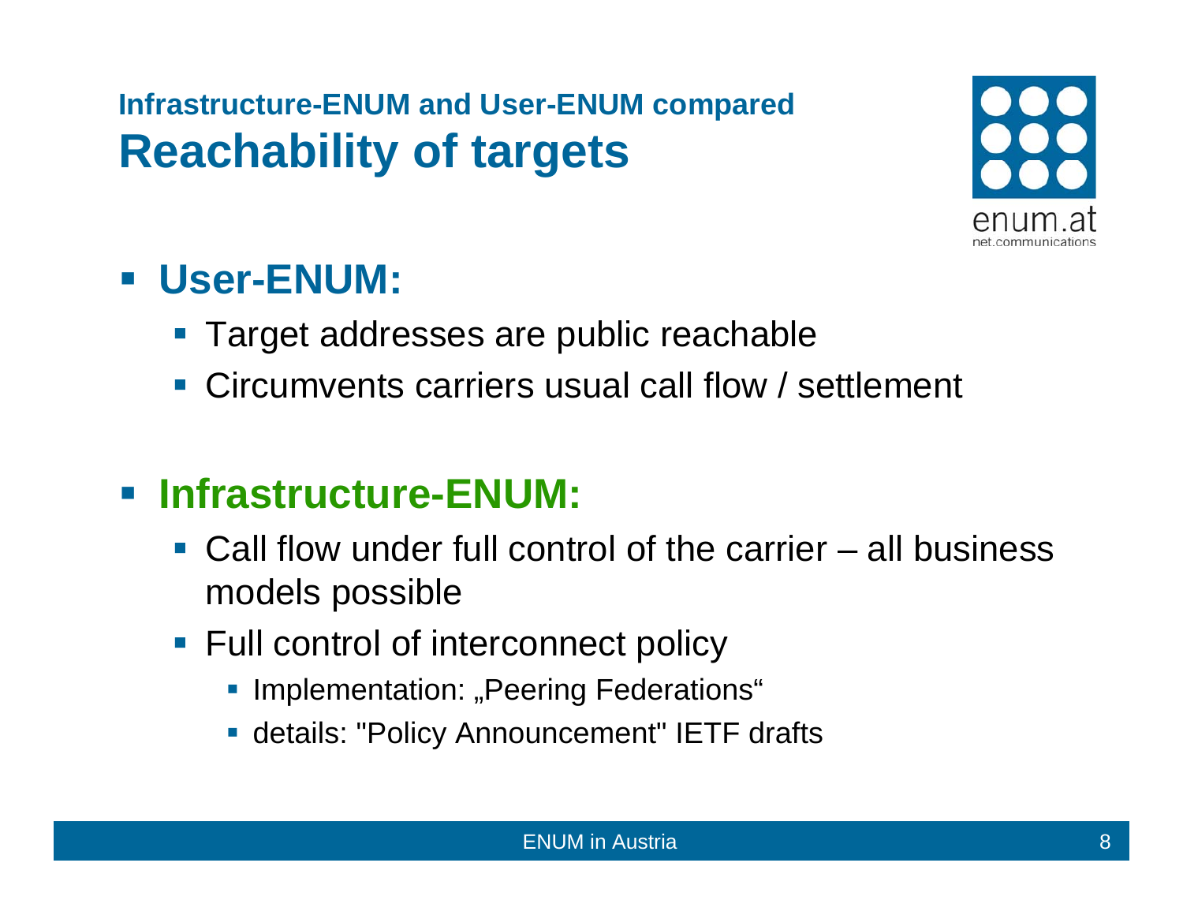### Infrastructure-ENUM and User-ENUM compared

# Reachability of targets

- **User-ENUM:**
  - Target addresses are public reachable
  - Circumvents carriers usual call flow / settlement
- **Infrastructure-ENUM:**
  - Call flow under full control of the carrier – all business models possible
  - Full control of interconnect policy
    - Implementation: „Peering Federations“
    - details: "Policy Announcement" IETF drafts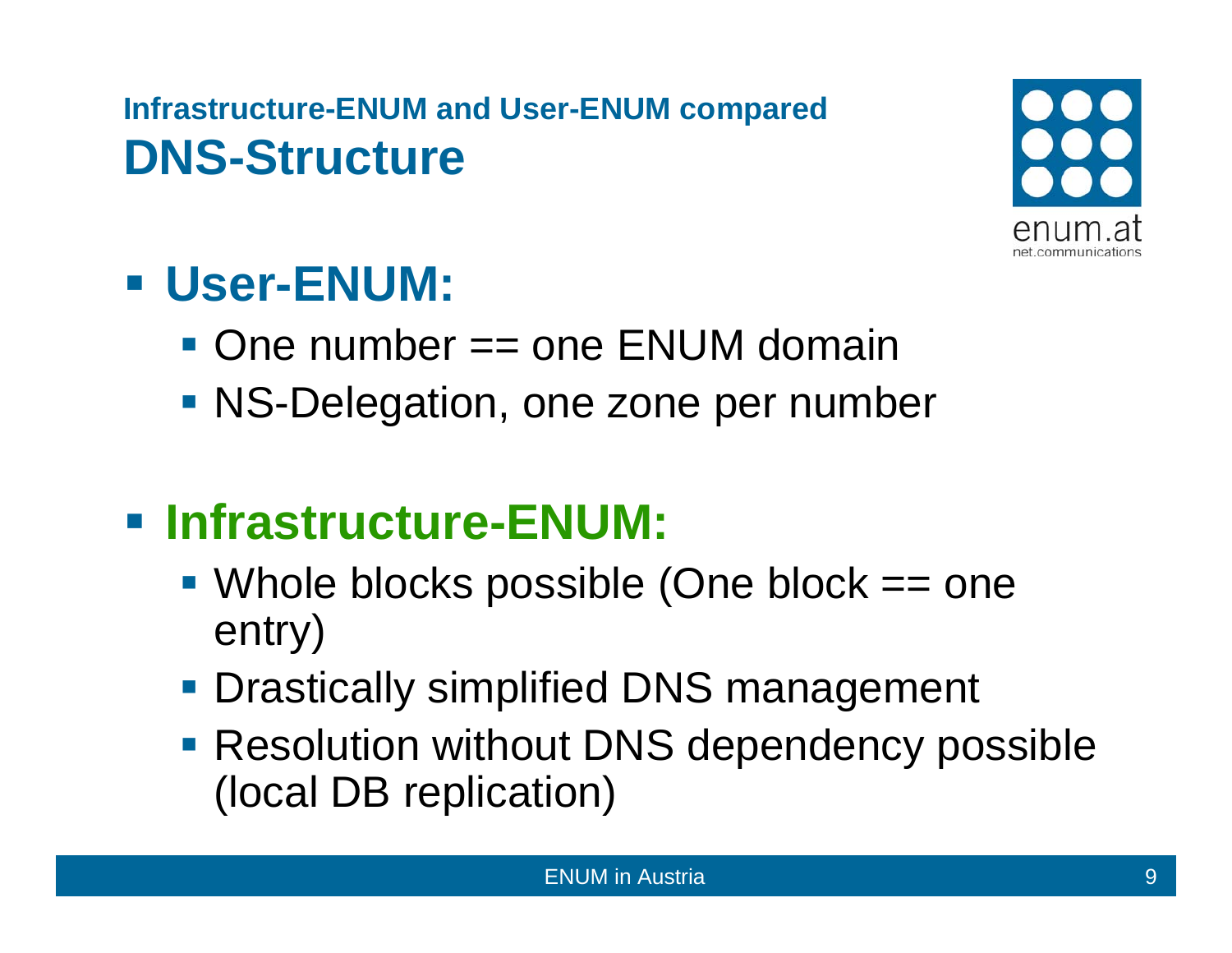## Infrastructure-ENUM and User-ENUM compared

# DNS-Structure

- **User-ENUM:**
  - One number == one ENUM domain
  - NS-Delegation, one zone per number

- **Infrastructure-ENUM:**
  - Whole blocks possible (One block == one entry)
  - Drastically simplified DNS management
  - Resolution without DNS dependency possible (local DB replication)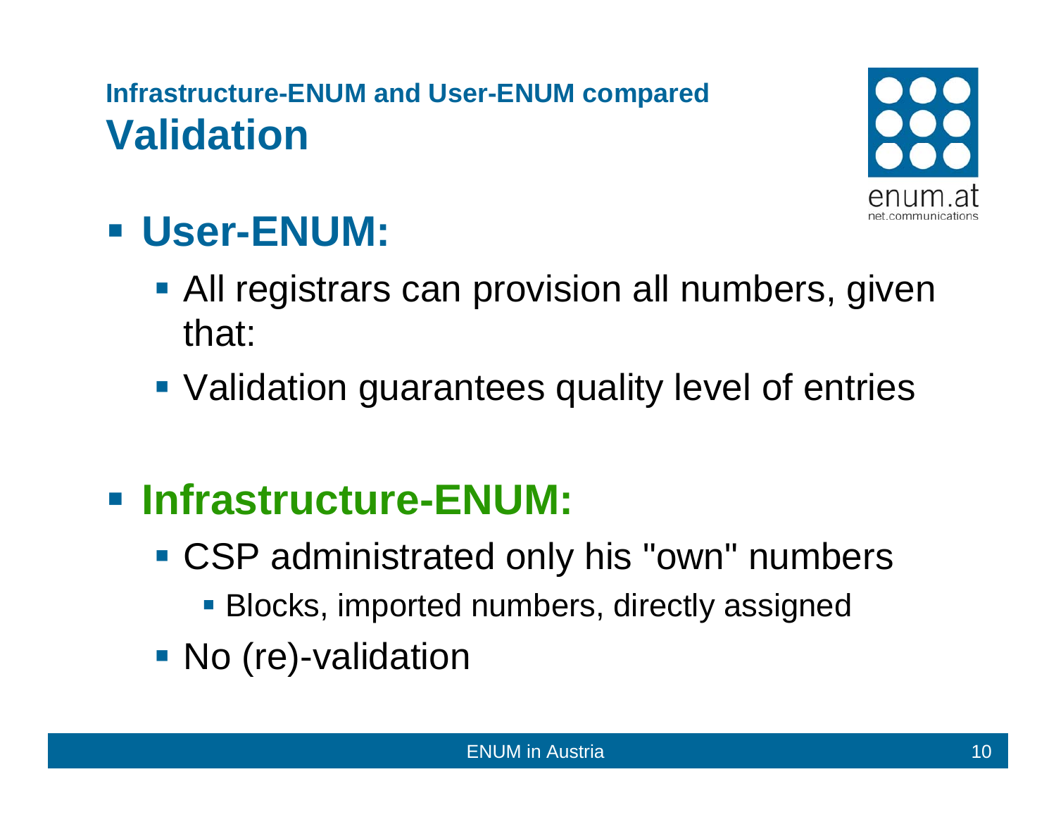## Infrastructure-ENUM and User-ENUM compared

# Validation

- **User-ENUM:**
  - All registrars can provision all numbers, given that:
  - Validation guarantees quality level of entries
- **Infrastructure-ENUM:**
  - CSP administrated only his "own" numbers
    - Blocks, imported numbers, directly assigned
  - No (re)-validation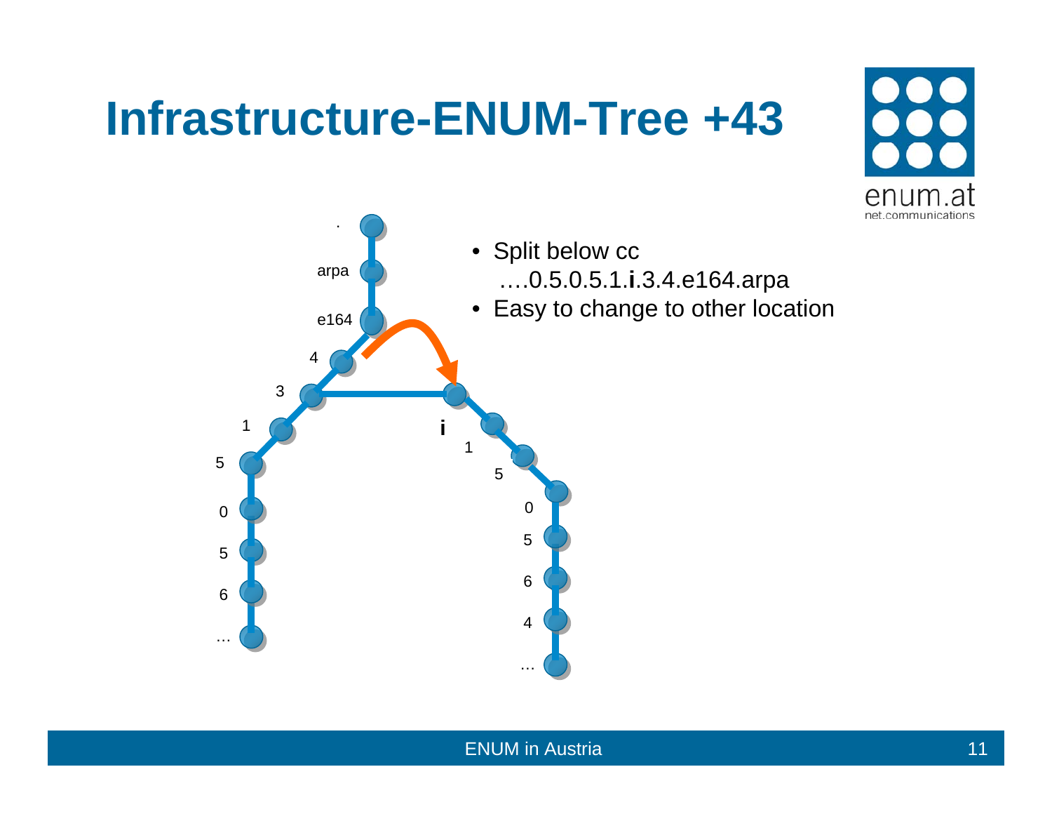# Infrastructure-ENUM-Tree +43

- Split below cc
  ….0.5.0.5.1.**i**.3.4.e164.arpa
- Easy to change to other location

.
arpa
e164
4
3
1
5
0
5
6
…

**i**
1
5
0
5
6
4
…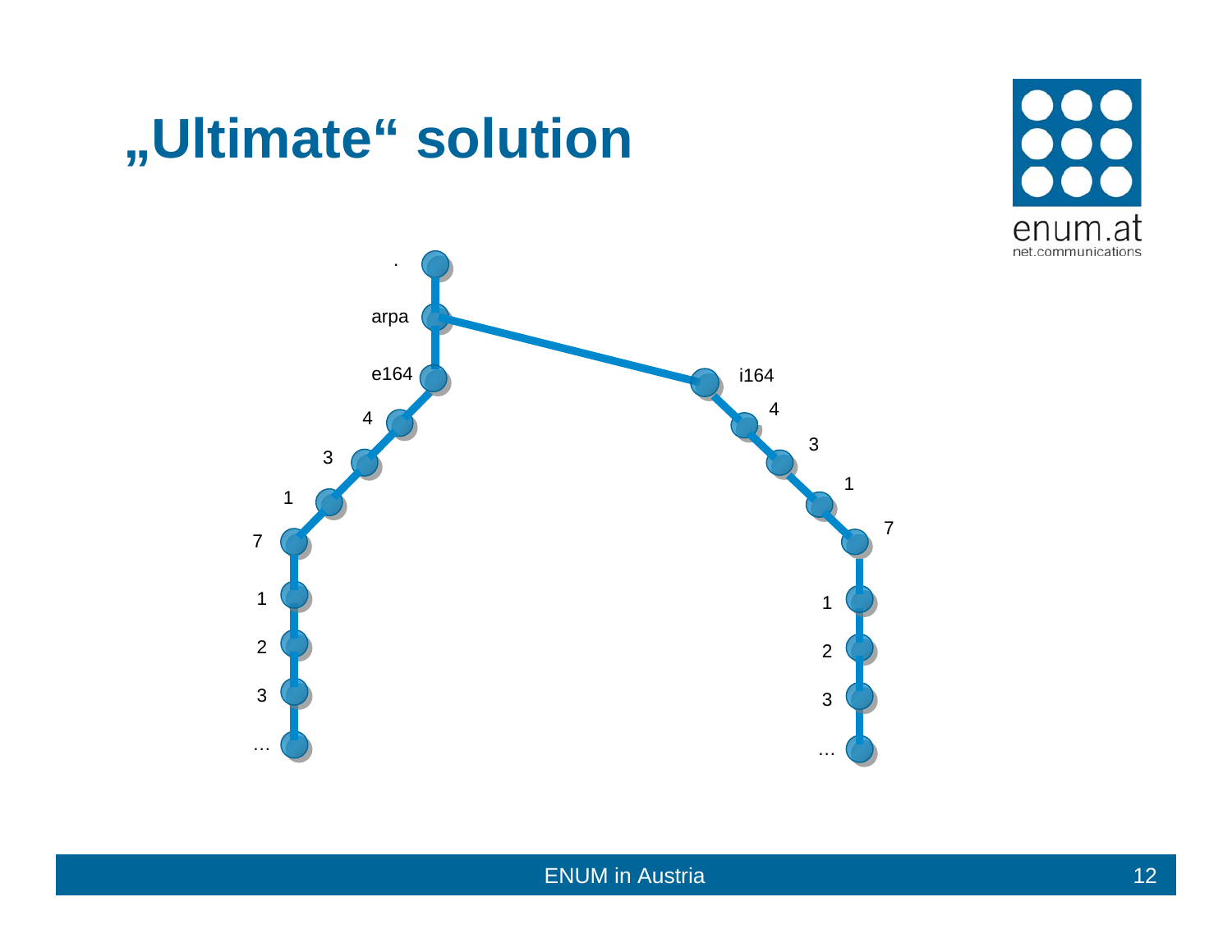# „Ultimate“ solution

.

arpa

e164

4

3

1

7

1

2

3

…

i164

4

3

1

7

1

2

3

…